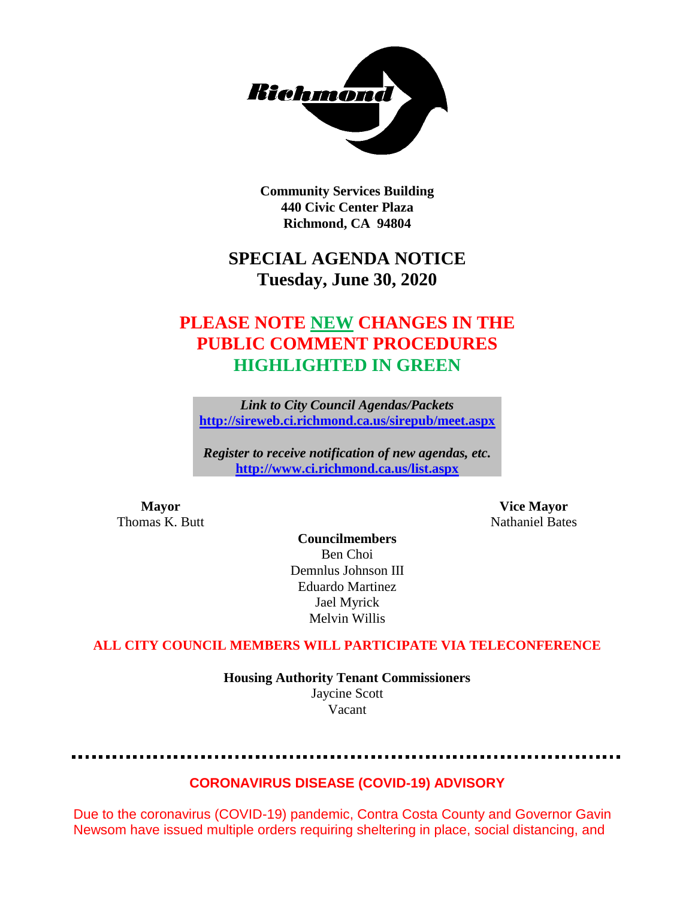**Community Services Building**
**440 Civic Center Plaza**
**Richmond, CA 94804**

# SPECIAL AGENDA NOTICE
## Tuesday, June 30, 2020

## PLEASE NOTE NEW CHANGES IN THE PUBLIC COMMENT PROCEDURES HIGHLIGHTED IN GREEN

***Link to City Council Agendas/Packets***
**http://sireweb.ci.richmond.ca.us/sirepub/meet.aspx**

***Register to receive notification of new agendas, etc.***
**http://www.ci.richmond.ca.us/list.aspx**

**Mayor**
Thomas K. Butt

**Vice Mayor**
Nathaniel Bates

**Councilmembers**
Ben Choi
Demnlus Johnson III
Eduardo Martinez
Jael Myrick
Melvin Willis

**ALL CITY COUNCIL MEMBERS WILL PARTICIPATE VIA TELECONFERENCE**

**Housing Authority Tenant Commissioners**
Jaycine Scott
Vacant

---

**CORONAVIRUS DISEASE (COVID-19) ADVISORY**

Due to the coronavirus (COVID-19) pandemic, Contra Costa County and Governor Gavin Newsom have issued multiple orders requiring sheltering in place, social distancing, and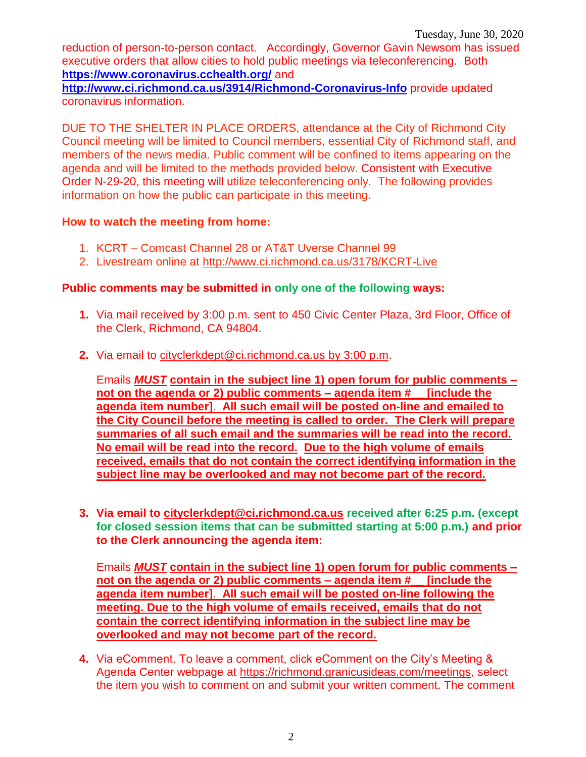reduction of person-to-person contact. Accordingly, Governor Gavin Newsom has issued executive orders that allow cities to hold public meetings via teleconferencing. Both **https://www.coronavirus.cchealth.org/** and **http://www.ci.richmond.ca.us/3914/Richmond-Coronavirus-Info** provide updated coronavirus information.

DUE TO THE SHELTER IN PLACE ORDERS, attendance at the City of Richmond City Council meeting will be limited to Council members, essential City of Richmond staff, and members of the news media. Public comment will be confined to items appearing on the agenda and will be limited to the methods provided below. Consistent with Executive Order N-29-20, this meeting will utilize teleconferencing only. The following provides information on how the public can participate in this meeting.

**How to watch the meeting from home:**

1. KCRT – Comcast Channel 28 or AT&T Uverse Channel 99
2. Livestream online at http://www.ci.richmond.ca.us/3178/KCRT-Live

**Public comments may be submitted in only one of the following ways:**

1. Via mail received by 3:00 p.m. sent to 450 Civic Center Plaza, 3rd Floor, Office of the Clerk, Richmond, CA 94804.

2. Via email to cityclerkdept@ci.richmond.ca.us by 3:00 p.m.

   Emails ***MUST*** **contain in the subject line 1) open forum for public comments – not on the agenda or 2) public comments – agenda item #__ [include the agenda item number]. All such email will be posted on-line and emailed to the City Council before the meeting is called to order. The Clerk will prepare summaries of all such email and the summaries will be read into the record. No email will be read into the record. Due to the high volume of emails received, emails that do not contain the correct identifying information in the subject line may be overlooked and may not become part of the record.**

3. **Via email to cityclerkdept@ci.richmond.ca.us received after 6:25 p.m. (except for closed session items that can be submitted starting at 5:00 p.m.) and prior to the Clerk announcing the agenda item:**

   Emails ***MUST*** **contain in the subject line 1) open forum for public comments – not on the agenda or 2) public comments – agenda item #__ [include the agenda item number]. All such email will be posted on-line following the meeting. Due to the high volume of emails received, emails that do not contain the correct identifying information in the subject line may be overlooked and may not become part of the record.**

4. Via eComment. To leave a comment, click eComment on the City's Meeting & Agenda Center webpage at https://richmond.granicusideas.com/meetings, select the item you wish to comment on and submit your written comment. The comment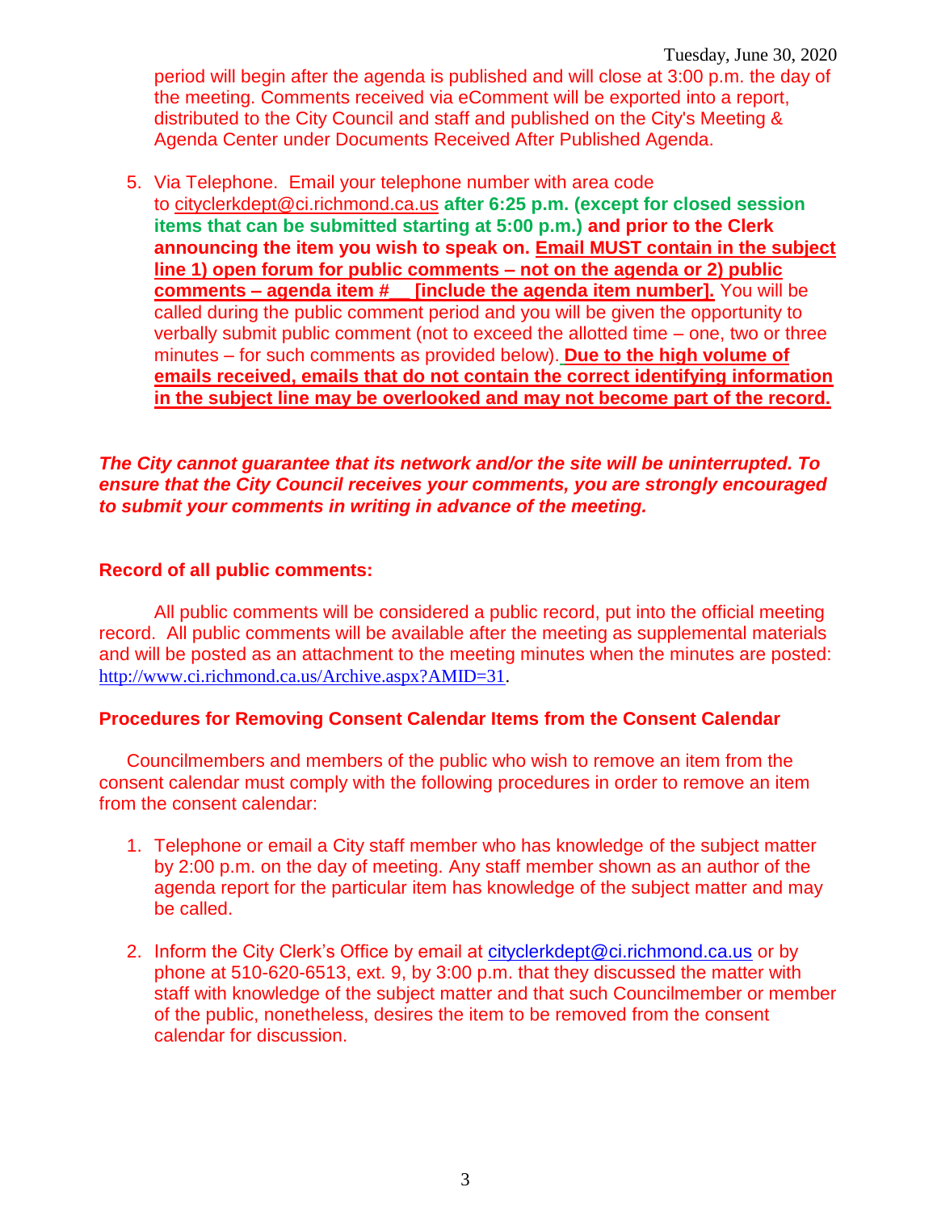period will begin after the agenda is published and will close at 3:00 p.m. the day of the meeting. Comments received via eComment will be exported into a report, distributed to the City Council and staff and published on the City's Meeting & Agenda Center under Documents Received After Published Agenda.

5. Via Telephone. Email your telephone number with area code to cityclerkdept@ci.richmond.ca.us **after 6:25 p.m. (except for closed session items that can be submitted starting at 5:00 p.m.) and prior to the Clerk announcing the item you wish to speak on. Email MUST contain in the subject line 1) open forum for public comments – not on the agenda or 2) public comments – agenda item #__ [include the agenda item number].** You will be called during the public comment period and you will be given the opportunity to verbally submit public comment (not to exceed the allotted time – one, two or three minutes – for such comments as provided below). **Due to the high volume of emails received, emails that do not contain the correct identifying information in the subject line may be overlooked and may not become part of the record.**

***The City cannot guarantee that its network and/or the site will be uninterrupted. To ensure that the City Council receives your comments, you are strongly encouraged to submit your comments in writing in advance of the meeting.***

**Record of all public comments:**

All public comments will be considered a public record, put into the official meeting record. All public comments will be available after the meeting as supplemental materials and will be posted as an attachment to the meeting minutes when the minutes are posted: http://www.ci.richmond.ca.us/Archive.aspx?AMID=31.

**Procedures for Removing Consent Calendar Items from the Consent Calendar**

Councilmembers and members of the public who wish to remove an item from the consent calendar must comply with the following procedures in order to remove an item from the consent calendar:

1. Telephone or email a City staff member who has knowledge of the subject matter by 2:00 p.m. on the day of meeting. Any staff member shown as an author of the agenda report for the particular item has knowledge of the subject matter and may be called.

2. Inform the City Clerk's Office by email at cityclerkdept@ci.richmond.ca.us or by phone at 510-620-6513, ext. 9, by 3:00 p.m. that they discussed the matter with staff with knowledge of the subject matter and that such Councilmember or member of the public, nonetheless, desires the item to be removed from the consent calendar for discussion.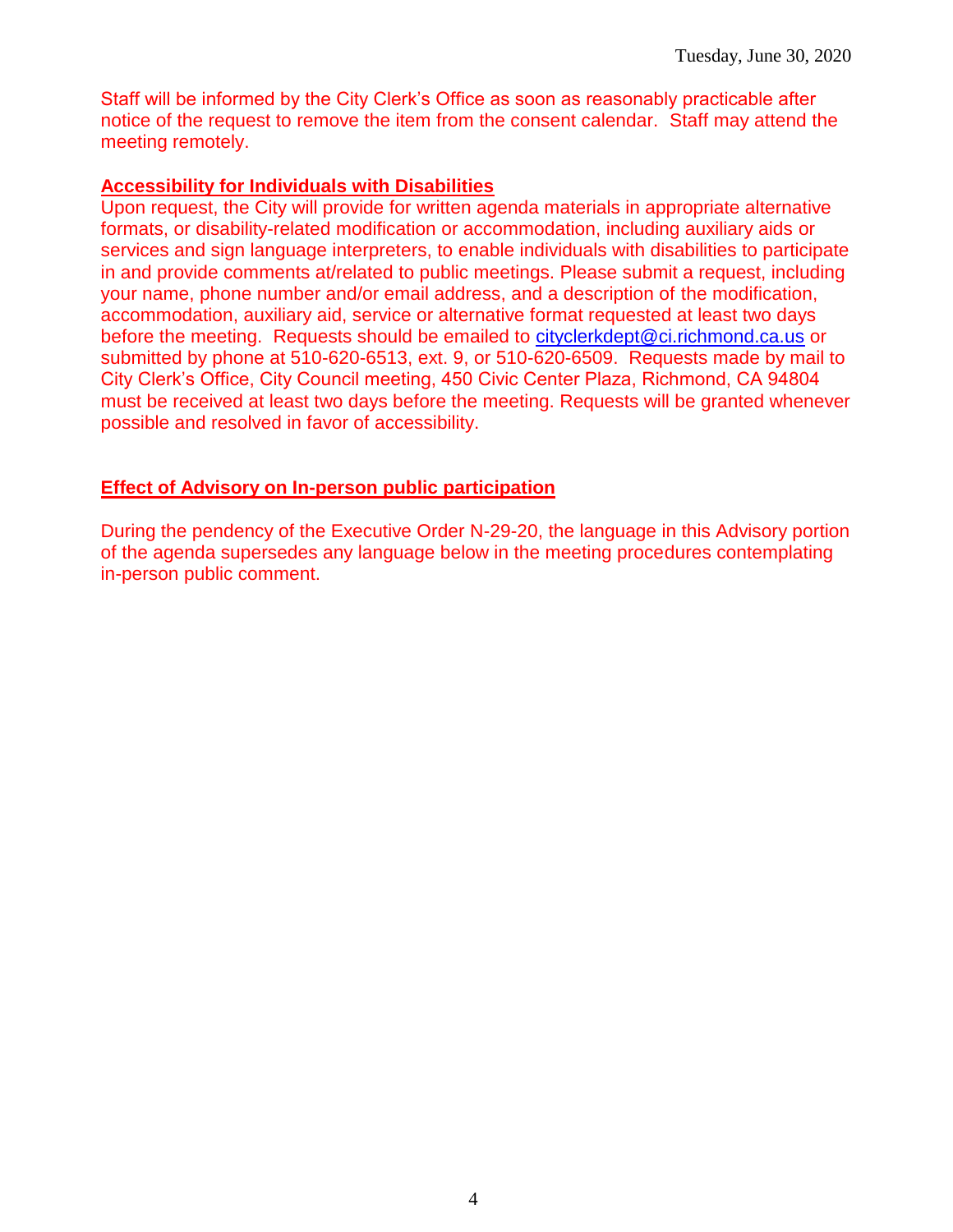Staff will be informed by the City Clerk's Office as soon as reasonably practicable after notice of the request to remove the item from the consent calendar. Staff may attend the meeting remotely.

**Accessibility for Individuals with Disabilities**

Upon request, the City will provide for written agenda materials in appropriate alternative formats, or disability-related modification or accommodation, including auxiliary aids or services and sign language interpreters, to enable individuals with disabilities to participate in and provide comments at/related to public meetings. Please submit a request, including your name, phone number and/or email address, and a description of the modification, accommodation, auxiliary aid, service or alternative format requested at least two days before the meeting. Requests should be emailed to cityclerkdept@ci.richmond.ca.us or submitted by phone at 510-620-6513, ext. 9, or 510-620-6509. Requests made by mail to City Clerk's Office, City Council meeting, 450 Civic Center Plaza, Richmond, CA 94804 must be received at least two days before the meeting. Requests will be granted whenever possible and resolved in favor of accessibility.

**Effect of Advisory on In-person public participation**

During the pendency of the Executive Order N-29-20, the language in this Advisory portion of the agenda supersedes any language below in the meeting procedures contemplating in-person public comment.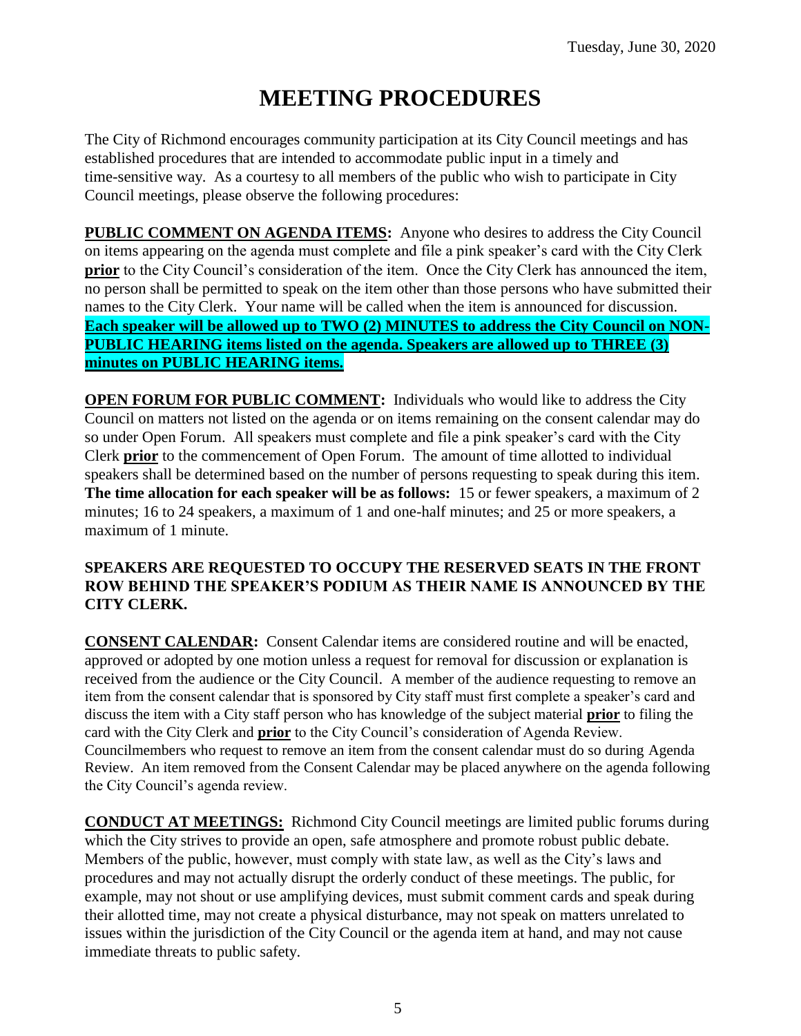# MEETING PROCEDURES

The City of Richmond encourages community participation at its City Council meetings and has established procedures that are intended to accommodate public input in a timely and time-sensitive way. As a courtesy to all members of the public who wish to participate in City Council meetings, please observe the following procedures:

**PUBLIC COMMENT ON AGENDA ITEMS:** Anyone who desires to address the City Council on items appearing on the agenda must complete and file a pink speaker's card with the City Clerk **prior** to the City Council's consideration of the item. Once the City Clerk has announced the item, no person shall be permitted to speak on the item other than those persons who have submitted their names to the City Clerk. Your name will be called when the item is announced for discussion. **Each speaker will be allowed up to TWO (2) MINUTES to address the City Council on NON-PUBLIC HEARING items listed on the agenda. Speakers are allowed up to THREE (3) minutes on PUBLIC HEARING items.**

**OPEN FORUM FOR PUBLIC COMMENT:** Individuals who would like to address the City Council on matters not listed on the agenda or on items remaining on the consent calendar may do so under Open Forum. All speakers must complete and file a pink speaker's card with the City Clerk **prior** to the commencement of Open Forum. The amount of time allotted to individual speakers shall be determined based on the number of persons requesting to speak during this item. **The time allocation for each speaker will be as follows:** 15 or fewer speakers, a maximum of 2 minutes; 16 to 24 speakers, a maximum of 1 and one-half minutes; and 25 or more speakers, a maximum of 1 minute.

**SPEAKERS ARE REQUESTED TO OCCUPY THE RESERVED SEATS IN THE FRONT ROW BEHIND THE SPEAKER'S PODIUM AS THEIR NAME IS ANNOUNCED BY THE CITY CLERK.**

**CONSENT CALENDAR:** Consent Calendar items are considered routine and will be enacted, approved or adopted by one motion unless a request for removal for discussion or explanation is received from the audience or the City Council. A member of the audience requesting to remove an item from the consent calendar that is sponsored by City staff must first complete a speaker's card and discuss the item with a City staff person who has knowledge of the subject material **prior** to filing the card with the City Clerk and **prior** to the City Council's consideration of Agenda Review. Councilmembers who request to remove an item from the consent calendar must do so during Agenda Review. An item removed from the Consent Calendar may be placed anywhere on the agenda following the City Council's agenda review.

**CONDUCT AT MEETINGS:** Richmond City Council meetings are limited public forums during which the City strives to provide an open, safe atmosphere and promote robust public debate. Members of the public, however, must comply with state law, as well as the City's laws and procedures and may not actually disrupt the orderly conduct of these meetings. The public, for example, may not shout or use amplifying devices, must submit comment cards and speak during their allotted time, may not create a physical disturbance, may not speak on matters unrelated to issues within the jurisdiction of the City Council or the agenda item at hand, and may not cause immediate threats to public safety.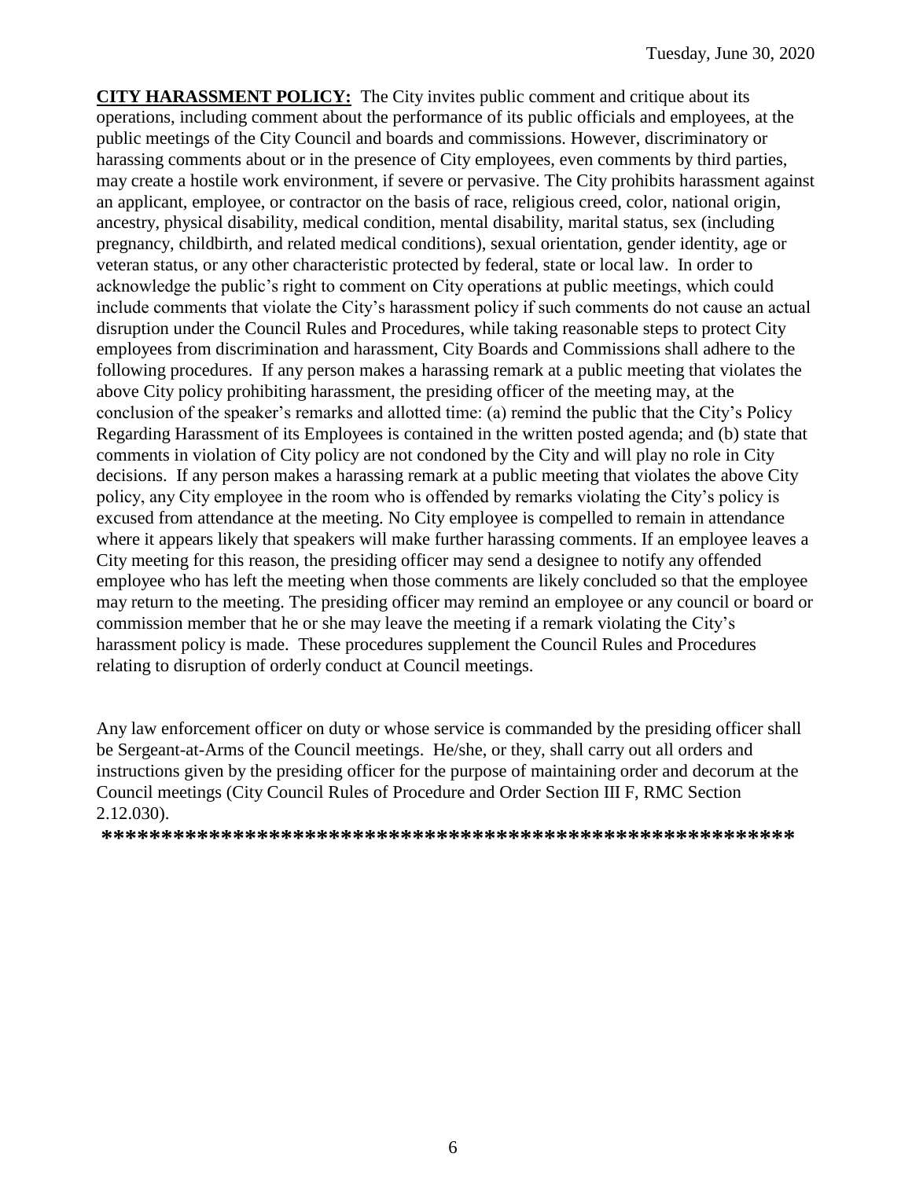**CITY HARASSMENT POLICY:** The City invites public comment and critique about its operations, including comment about the performance of its public officials and employees, at the public meetings of the City Council and boards and commissions. However, discriminatory or harassing comments about or in the presence of City employees, even comments by third parties, may create a hostile work environment, if severe or pervasive. The City prohibits harassment against an applicant, employee, or contractor on the basis of race, religious creed, color, national origin, ancestry, physical disability, medical condition, mental disability, marital status, sex (including pregnancy, childbirth, and related medical conditions), sexual orientation, gender identity, age or veteran status, or any other characteristic protected by federal, state or local law. In order to acknowledge the public's right to comment on City operations at public meetings, which could include comments that violate the City's harassment policy if such comments do not cause an actual disruption under the Council Rules and Procedures, while taking reasonable steps to protect City employees from discrimination and harassment, City Boards and Commissions shall adhere to the following procedures. If any person makes a harassing remark at a public meeting that violates the above City policy prohibiting harassment, the presiding officer of the meeting may, at the conclusion of the speaker's remarks and allotted time: (a) remind the public that the City's Policy Regarding Harassment of its Employees is contained in the written posted agenda; and (b) state that comments in violation of City policy are not condoned by the City and will play no role in City decisions. If any person makes a harassing remark at a public meeting that violates the above City policy, any City employee in the room who is offended by remarks violating the City's policy is excused from attendance at the meeting. No City employee is compelled to remain in attendance where it appears likely that speakers will make further harassing comments. If an employee leaves a City meeting for this reason, the presiding officer may send a designee to notify any offended employee who has left the meeting when those comments are likely concluded so that the employee may return to the meeting. The presiding officer may remind an employee or any council or board or commission member that he or she may leave the meeting if a remark violating the City's harassment policy is made. These procedures supplement the Council Rules and Procedures relating to disruption of orderly conduct at Council meetings.

Any law enforcement officer on duty or whose service is commanded by the presiding officer shall be Sergeant-at-Arms of the Council meetings. He/she, or they, shall carry out all orders and instructions given by the presiding officer for the purpose of maintaining order and decorum at the Council meetings (City Council Rules of Procedure and Order Section III F, RMC Section 2.12.030).

**\*\*\*\*\*\*\*\*\*\*\*\*\*\*\*\*\*\*\*\*\*\*\*\*\*\*\*\*\*\*\*\*\*\*\*\*\*\*\*\*\*\*\*\*\*\*\*\*\*\*\*\*\*\*\*\*\*\*\***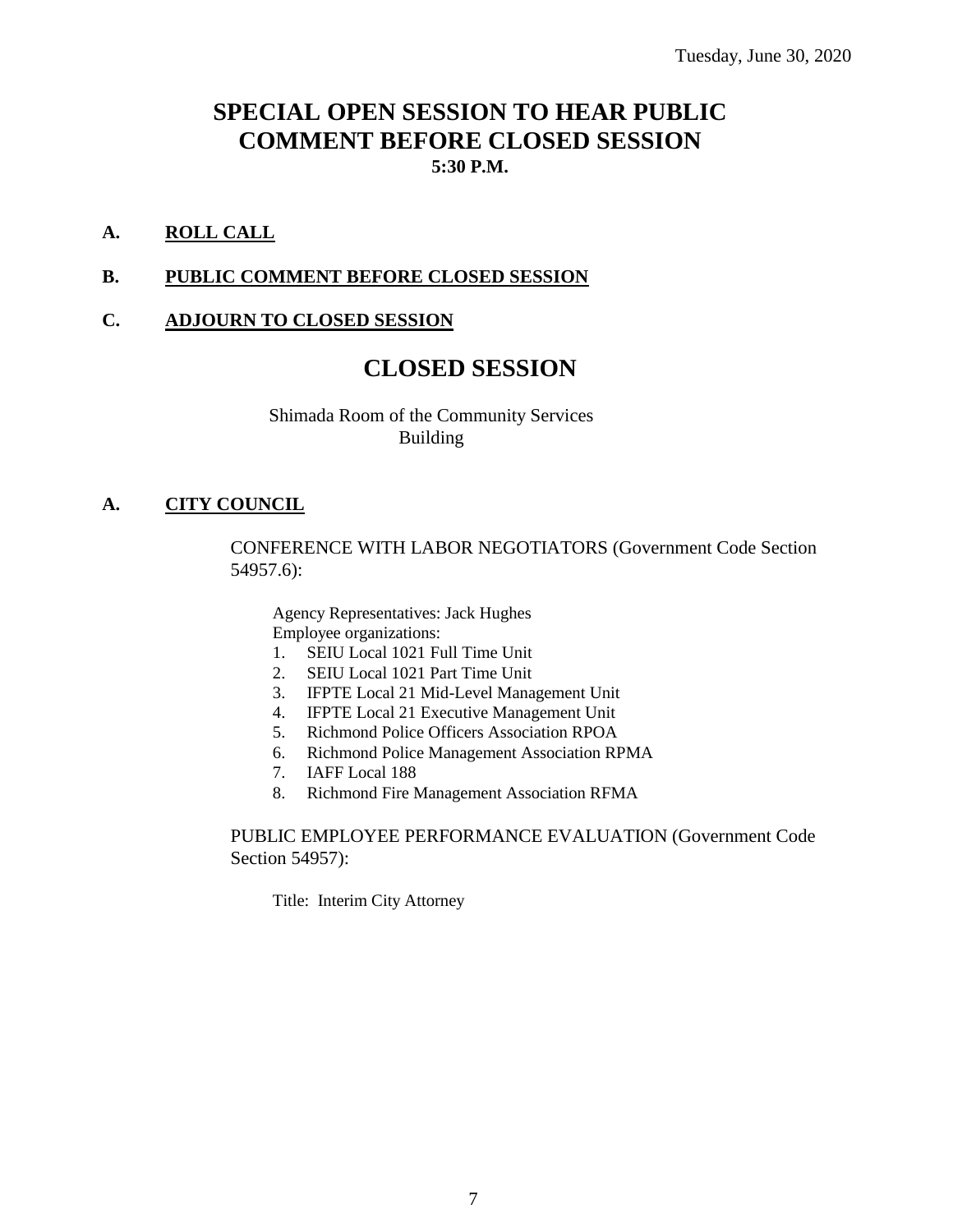Tuesday, June 30, 2020

# SPECIAL OPEN SESSION TO HEAR PUBLIC COMMENT BEFORE CLOSED SESSION

**5:30 P.M.**

**A. ROLL CALL**

**B. PUBLIC COMMENT BEFORE CLOSED SESSION**

**C. ADJOURN TO CLOSED SESSION**

# CLOSED SESSION

Shimada Room of the Community Services Building

**A. CITY COUNCIL**

CONFERENCE WITH LABOR NEGOTIATORS (Government Code Section 54957.6):

Agency Representatives: Jack Hughes
Employee organizations:

1. SEIU Local 1021 Full Time Unit
2. SEIU Local 1021 Part Time Unit
3. IFPTE Local 21 Mid-Level Management Unit
4. IFPTE Local 21 Executive Management Unit
5. Richmond Police Officers Association RPOA
6. Richmond Police Management Association RPMA
7. IAFF Local 188
8. Richmond Fire Management Association RFMA

PUBLIC EMPLOYEE PERFORMANCE EVALUATION (Government Code Section 54957):

Title: Interim City Attorney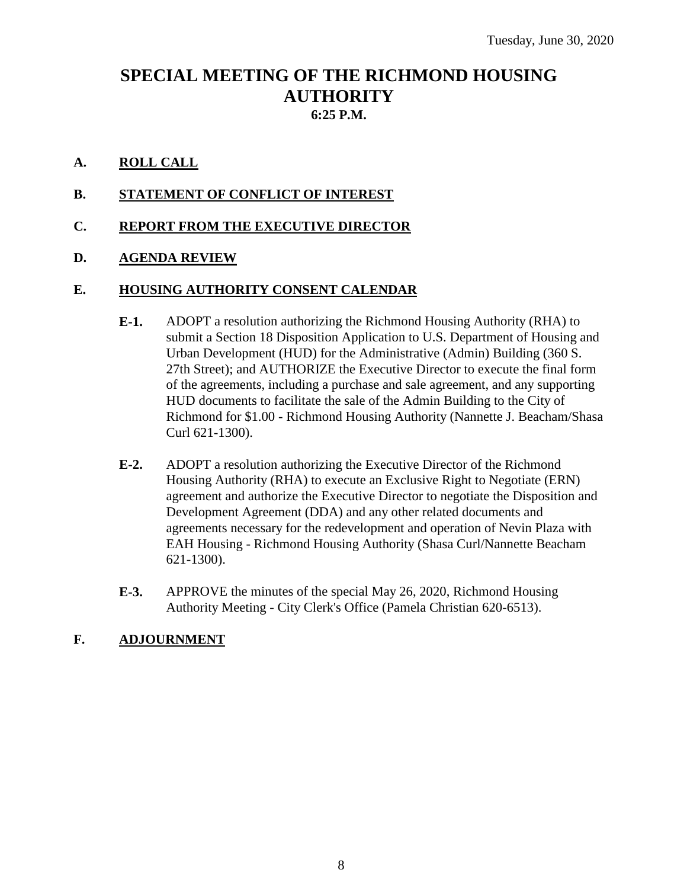Tuesday, June 30, 2020

# SPECIAL MEETING OF THE RICHMOND HOUSING AUTHORITY

**6:25 P.M.**

## A. ROLL CALL

## B. STATEMENT OF CONFLICT OF INTEREST

## C. REPORT FROM THE EXECUTIVE DIRECTOR

## D. AGENDA REVIEW

## E. HOUSING AUTHORITY CONSENT CALENDAR

**E-1.** ADOPT a resolution authorizing the Richmond Housing Authority (RHA) to submit a Section 18 Disposition Application to U.S. Department of Housing and Urban Development (HUD) for the Administrative (Admin) Building (360 S. 27th Street); and AUTHORIZE the Executive Director to execute the final form of the agreements, including a purchase and sale agreement, and any supporting HUD documents to facilitate the sale of the Admin Building to the City of Richmond for $1.00 - Richmond Housing Authority (Nannette J. Beacham/Shasa Curl 621-1300).

**E-2.** ADOPT a resolution authorizing the Executive Director of the Richmond Housing Authority (RHA) to execute an Exclusive Right to Negotiate (ERN) agreement and authorize the Executive Director to negotiate the Disposition and Development Agreement (DDA) and any other related documents and agreements necessary for the redevelopment and operation of Nevin Plaza with EAH Housing - Richmond Housing Authority (Shasa Curl/Nannette Beacham 621-1300).

**E-3.** APPROVE the minutes of the special May 26, 2020, Richmond Housing Authority Meeting - City Clerk's Office (Pamela Christian 620-6513).

## F. ADJOURNMENT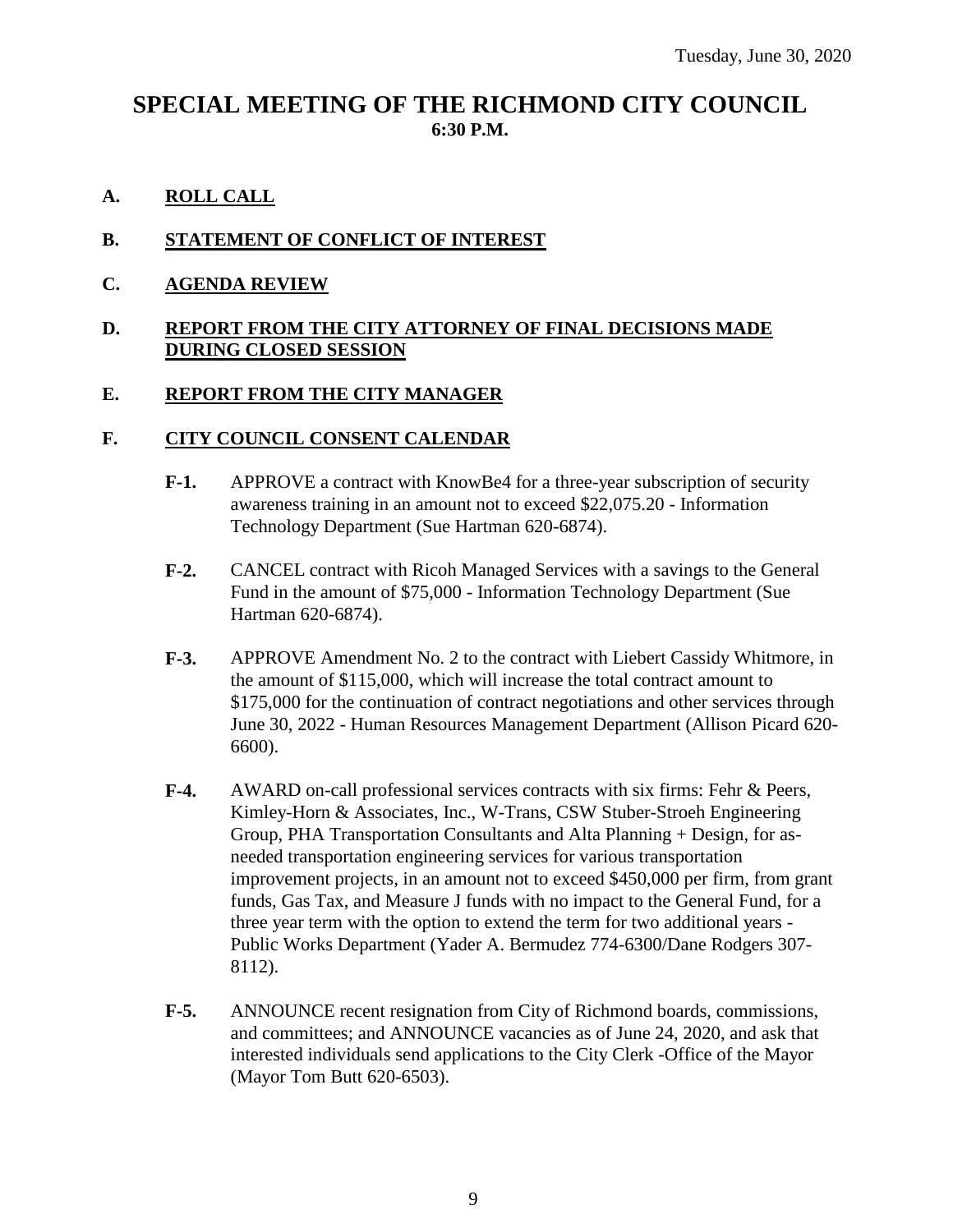Tuesday, June 30, 2020

# SPECIAL MEETING OF THE RICHMOND CITY COUNCIL
**6:30 P.M.**

## A. ROLL CALL

## B. STATEMENT OF CONFLICT OF INTEREST

## C. AGENDA REVIEW

## D. REPORT FROM THE CITY ATTORNEY OF FINAL DECISIONS MADE DURING CLOSED SESSION

## E. REPORT FROM THE CITY MANAGER

## F. CITY COUNCIL CONSENT CALENDAR

**F-1.** APPROVE a contract with KnowBe4 for a three-year subscription of security awareness training in an amount not to exceed $22,075.20 - Information Technology Department (Sue Hartman 620-6874).

**F-2.** CANCEL contract with Ricoh Managed Services with a savings to the General Fund in the amount of $75,000 - Information Technology Department (Sue Hartman 620-6874).

**F-3.** APPROVE Amendment No. 2 to the contract with Liebert Cassidy Whitmore, in the amount of $115,000, which will increase the total contract amount to $175,000 for the continuation of contract negotiations and other services through June 30, 2022 - Human Resources Management Department (Allison Picard 620-6600).

**F-4.** AWARD on-call professional services contracts with six firms: Fehr & Peers, Kimley-Horn & Associates, Inc., W-Trans, CSW Stuber-Stroeh Engineering Group, PHA Transportation Consultants and Alta Planning + Design, for as-needed transportation engineering services for various transportation improvement projects, in an amount not to exceed $450,000 per firm, from grant funds, Gas Tax, and Measure J funds with no impact to the General Fund, for a three year term with the option to extend the term for two additional years - Public Works Department (Yader A. Bermudez 774-6300/Dane Rodgers 307-8112).

**F-5.** ANNOUNCE recent resignation from City of Richmond boards, commissions, and committees; and ANNOUNCE vacancies as of June 24, 2020, and ask that interested individuals send applications to the City Clerk -Office of the Mayor (Mayor Tom Butt 620-6503).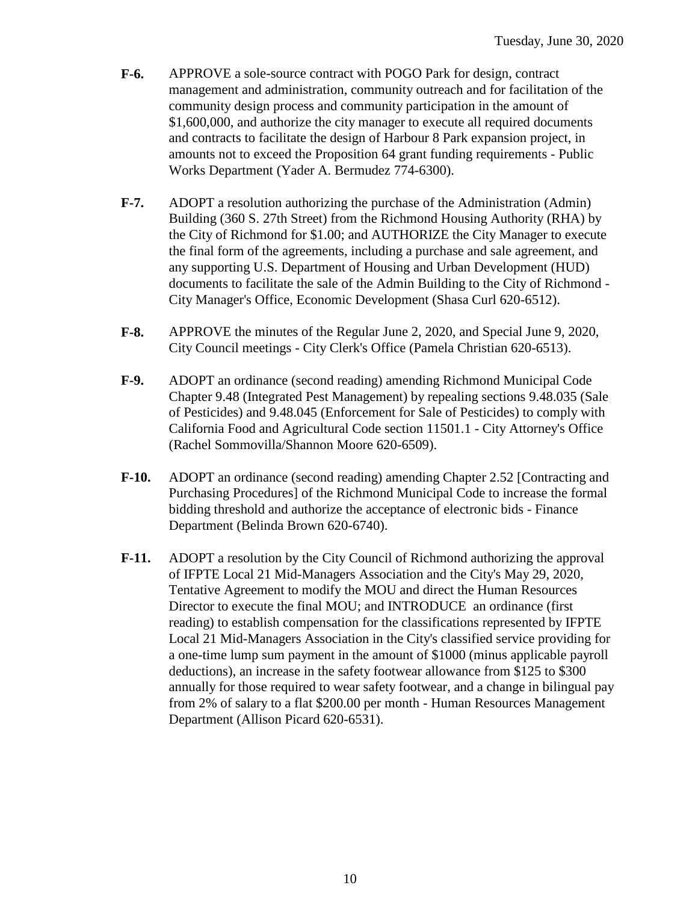**F-6.** APPROVE a sole-source contract with POGO Park for design, contract management and administration, community outreach and for facilitation of the community design process and community participation in the amount of $1,600,000, and authorize the city manager to execute all required documents and contracts to facilitate the design of Harbour 8 Park expansion project, in amounts not to exceed the Proposition 64 grant funding requirements - Public Works Department (Yader A. Bermudez 774-6300).

**F-7.** ADOPT a resolution authorizing the purchase of the Administration (Admin) Building (360 S. 27th Street) from the Richmond Housing Authority (RHA) by the City of Richmond for $1.00; and AUTHORIZE the City Manager to execute the final form of the agreements, including a purchase and sale agreement, and any supporting U.S. Department of Housing and Urban Development (HUD) documents to facilitate the sale of the Admin Building to the City of Richmond - City Manager's Office, Economic Development (Shasa Curl 620-6512).

**F-8.** APPROVE the minutes of the Regular June 2, 2020, and Special June 9, 2020, City Council meetings - City Clerk's Office (Pamela Christian 620-6513).

**F-9.** ADOPT an ordinance (second reading) amending Richmond Municipal Code Chapter 9.48 (Integrated Pest Management) by repealing sections 9.48.035 (Sale of Pesticides) and 9.48.045 (Enforcement for Sale of Pesticides) to comply with California Food and Agricultural Code section 11501.1 - City Attorney's Office (Rachel Sommovilla/Shannon Moore 620-6509).

**F-10.** ADOPT an ordinance (second reading) amending Chapter 2.52 [Contracting and Purchasing Procedures] of the Richmond Municipal Code to increase the formal bidding threshold and authorize the acceptance of electronic bids - Finance Department (Belinda Brown 620-6740).

**F-11.** ADOPT a resolution by the City Council of Richmond authorizing the approval of IFPTE Local 21 Mid-Managers Association and the City's May 29, 2020, Tentative Agreement to modify the MOU and direct the Human Resources Director to execute the final MOU; and INTRODUCE an ordinance (first reading) to establish compensation for the classifications represented by IFPTE Local 21 Mid-Managers Association in the City's classified service providing for a one-time lump sum payment in the amount of $1000 (minus applicable payroll deductions), an increase in the safety footwear allowance from $125 to $300 annually for those required to wear safety footwear, and a change in bilingual pay from 2% of salary to a flat $200.00 per month - Human Resources Management Department (Allison Picard 620-6531).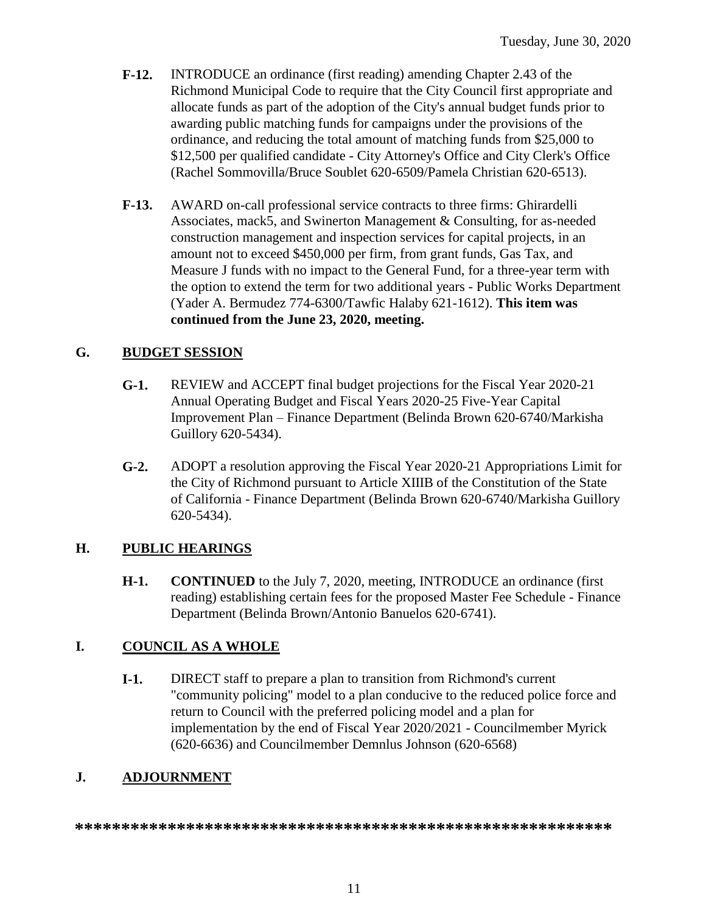- **F-12.** INTRODUCE an ordinance (first reading) amending Chapter 2.43 of the Richmond Municipal Code to require that the City Council first appropriate and allocate funds as part of the adoption of the City's annual budget funds prior to awarding public matching funds for campaigns under the provisions of the ordinance, and reducing the total amount of matching funds from $25,000 to $12,500 per qualified candidate - City Attorney's Office and City Clerk's Office (Rachel Sommovilla/Bruce Soublet 620-6509/Pamela Christian 620-6513).

- **F-13.** AWARD on-call professional service contracts to three firms: Ghirardelli Associates, mack5, and Swinerton Management & Consulting, for as-needed construction management and inspection services for capital projects, in an amount not to exceed $450,000 per firm, from grant funds, Gas Tax, and Measure J funds with no impact to the General Fund, for a three-year term with the option to extend the term for two additional years - Public Works Department (Yader A. Bermudez 774-6300/Tawfic Halaby 621-1612). **This item was continued from the June 23, 2020, meeting.**

## G. BUDGET SESSION

- **G-1.** REVIEW and ACCEPT final budget projections for the Fiscal Year 2020-21 Annual Operating Budget and Fiscal Years 2020-25 Five-Year Capital Improvement Plan – Finance Department (Belinda Brown 620-6740/Markisha Guillory 620-5434).

- **G-2.** ADOPT a resolution approving the Fiscal Year 2020-21 Appropriations Limit for the City of Richmond pursuant to Article XIIIB of the Constitution of the State of California - Finance Department (Belinda Brown 620-6740/Markisha Guillory 620-5434).

## H. PUBLIC HEARINGS

- **H-1.** **CONTINUED** to the July 7, 2020, meeting, INTRODUCE an ordinance (first reading) establishing certain fees for the proposed Master Fee Schedule - Finance Department (Belinda Brown/Antonio Banuelos 620-6741).

## I. COUNCIL AS A WHOLE

- **I-1.** DIRECT staff to prepare a plan to transition from Richmond's current "community policing" model to a plan conducive to the reduced police force and return to Council with the preferred policing model and a plan for implementation by the end of Fiscal Year 2020/2021 - Councilmember Myrick (620-6636) and Councilmember Demnlus Johnson (620-6568)

## J. ADJOURNMENT

**\*\*\*\*\*\*\*\*\*\*\*\*\*\*\*\*\*\*\*\*\*\*\*\*\*\*\*\*\*\*\*\*\*\*\*\*\*\*\*\*\*\*\*\*\*\*\*\*\*\*\*\*\*\*\*\*\*\*\***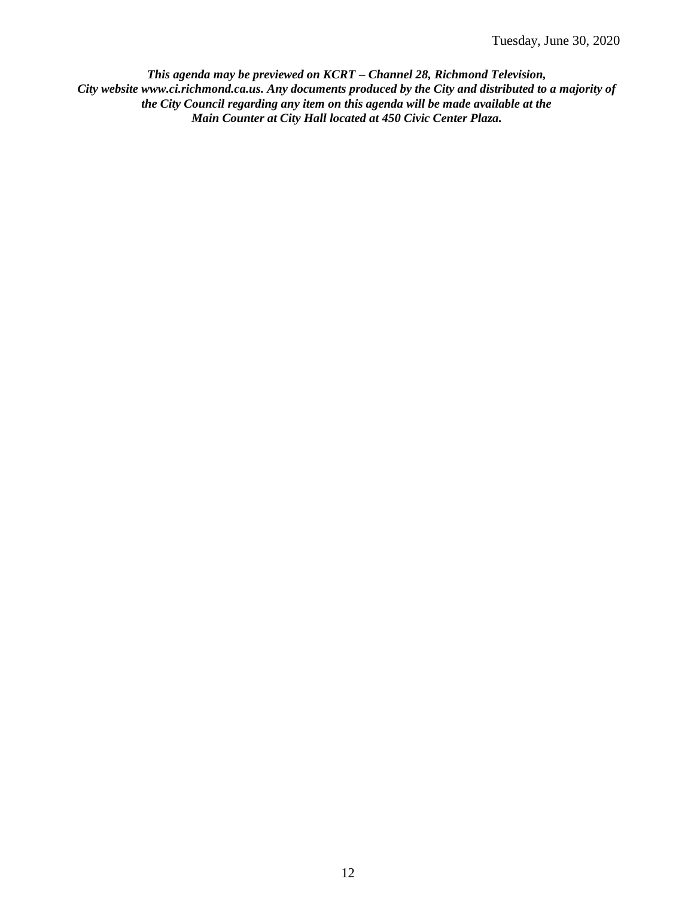***This agenda may be previewed on KCRT – Channel 28, Richmond Television, City website www.ci.richmond.ca.us. Any documents produced by the City and distributed to a majority of the City Council regarding any item on this agenda will be made available at the Main Counter at City Hall located at 450 Civic Center Plaza.***